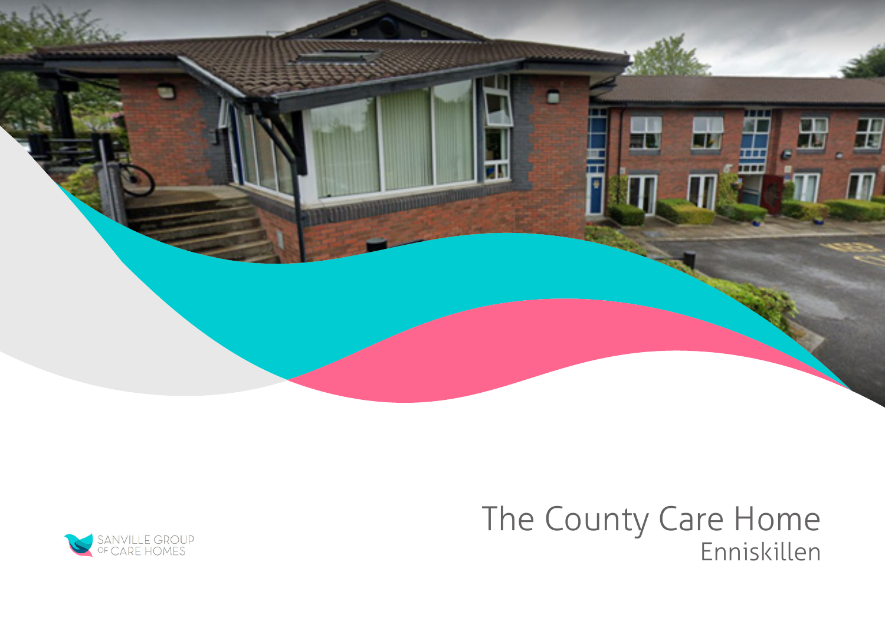# The County Care Home

## Enniskillen

SANVILLE GROUP OF CARE HOMES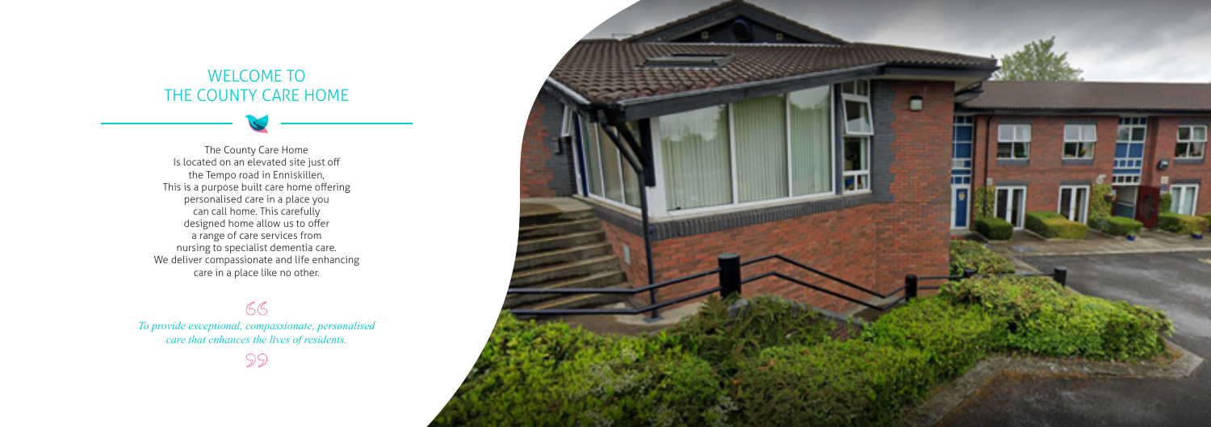# WELCOME TO THE COUNTY CARE HOME

The County Care Home
Is located on an elevated site just off
the Tempo road in Enniskillen,
This is a purpose built care home offering
personalised care in a place you
can call home. This carefully
designed home allow us to offer
a range of care services from
nursing to specialist dementia care.
We deliver compassionate and life enhancing
care in a place like no other.

> *To provide exceptional, compassionate, personalised care that enhances the lives of residents.*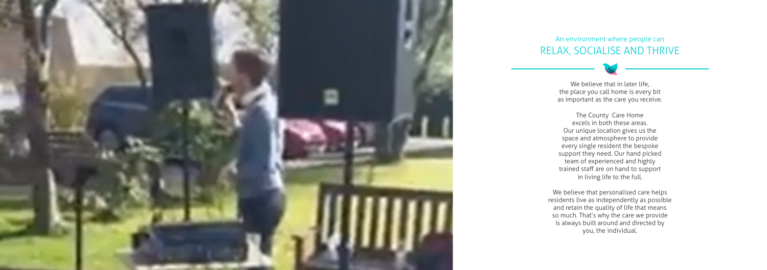## An environment where people can RELAX, SOCIALISE AND THRIVE

We believe that in later life, the place you call home is every bit as important as the care you receive.

The County Care Home excels in both these areas. Our unique location gives us the space and atmosphere to provide every single resident the bespoke support they need. Our hand picked team of experienced and highly trained staff are on hand to support in living life to the full.

We believe that personalised care helps residents live as independently as possible and retain the quality of life that means so much. That's why the care we provide is always built around and directed by you, the individual.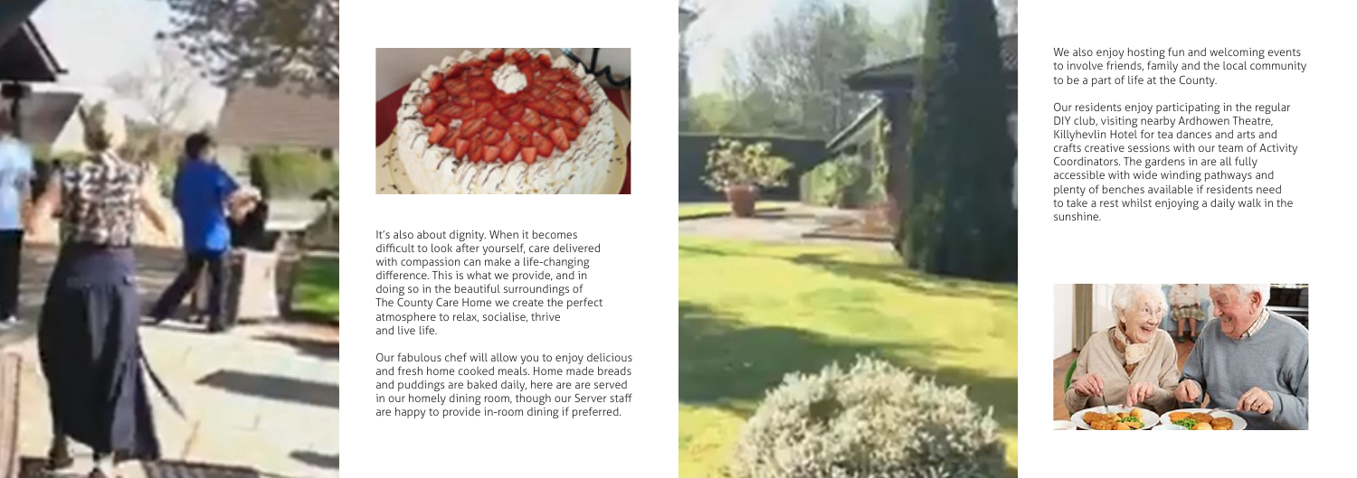It's also about dignity. When it becomes difficult to look after yourself, care delivered with compassion can make a life-changing difference. This is what we provide, and in doing so in the beautiful surroundings of The County Care Home we create the perfect atmosphere to relax, socialise, thrive and live life.

Our fabulous chef will allow you to enjoy delicious and fresh home cooked meals. Home made breads and puddings are baked daily, here are are served in our homely dining room, though our Server staff are happy to provide in-room dining if preferred.

We also enjoy hosting fun and welcoming events to involve friends, family and the local community to be a part of life at the County.

Our residents enjoy participating in the regular DIY club, visiting nearby Ardhowen Theatre, Killyhevlin Hotel for tea dances and arts and crafts creative sessions with our team of Activity Coordinators. The gardens in are all fully accessible with wide winding pathways and plenty of benches available if residents need to take a rest whilst enjoying a daily walk in the sunshine.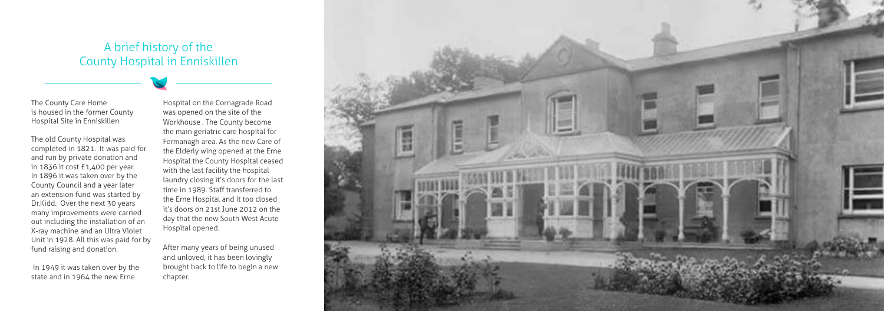# A brief history of the County Hospital in Enniskillen

The County Care Home is housed in the former County Hospital Site in Enniskillen

The old County Hospital was completed in 1821. It was paid for and run by private donation and in 1836 it cost £1,400 per year. In 1896 it was taken over by the County Council and a year later an extension fund was started by Dr.Kidd. Over the next 30 years many improvements were carried out including the installation of an X-ray machine and an Ultra Violet Unit in 1928. All this was paid for by fund raising and donation.

In 1949 it was taken over by the state and in 1964 the new Erne Hospital on the Cornagrade Road was opened on the site of the Workhouse . The County become the main geriatric care hospital for Fermanagh area. As the new Care of the Elderly wing opened at the Erne Hospital the County Hospital ceased with the last facility the hospital laundry closing it's doors for the last time in 1989. Staff transferred to the Erne Hospital and it too closed it's doors on 21st June 2012 on the day that the new South West Acute Hospital opened.

After many years of being unused and unloved, it has been lovingly brought back to life to begin a new chapter.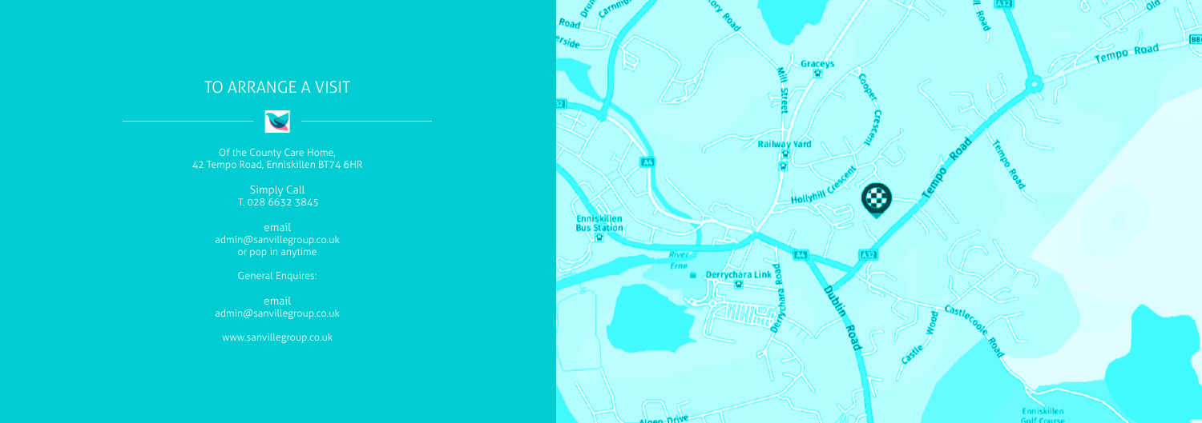## TO ARRANGE A VISIT

Of the County Care Home,
42 Tempo Road, Enniskillen BT74 6HR

Simply Call
T. 028 6632 3845

email
admin@sanvillegroup.co.uk
or pop in anytime

General Enquires:

email
admin@sanvillegroup.co.uk

www.sanvillegroup.co.uk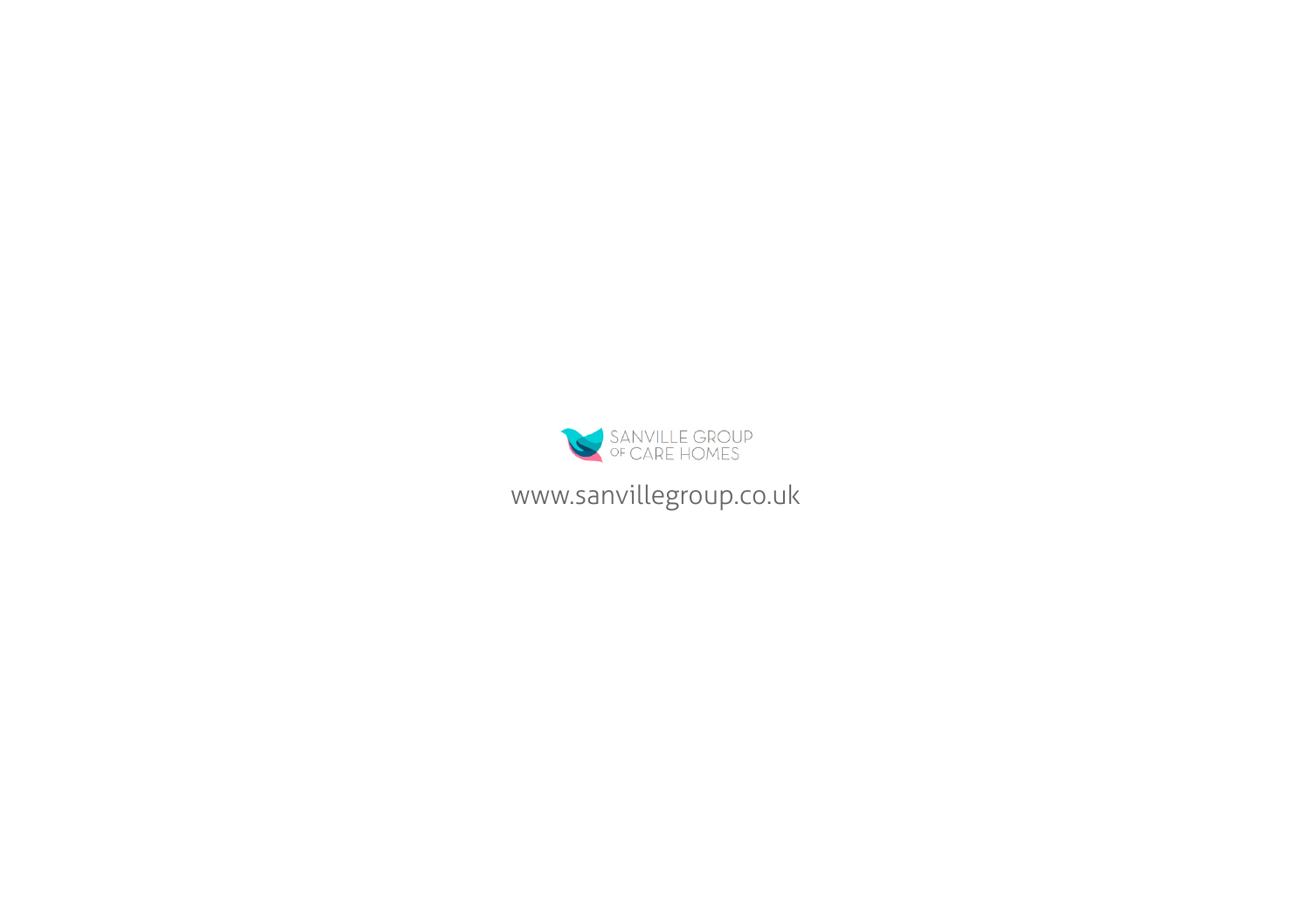SANVILLE GROUP OF CARE HOMES

www.sanvillegroup.co.uk